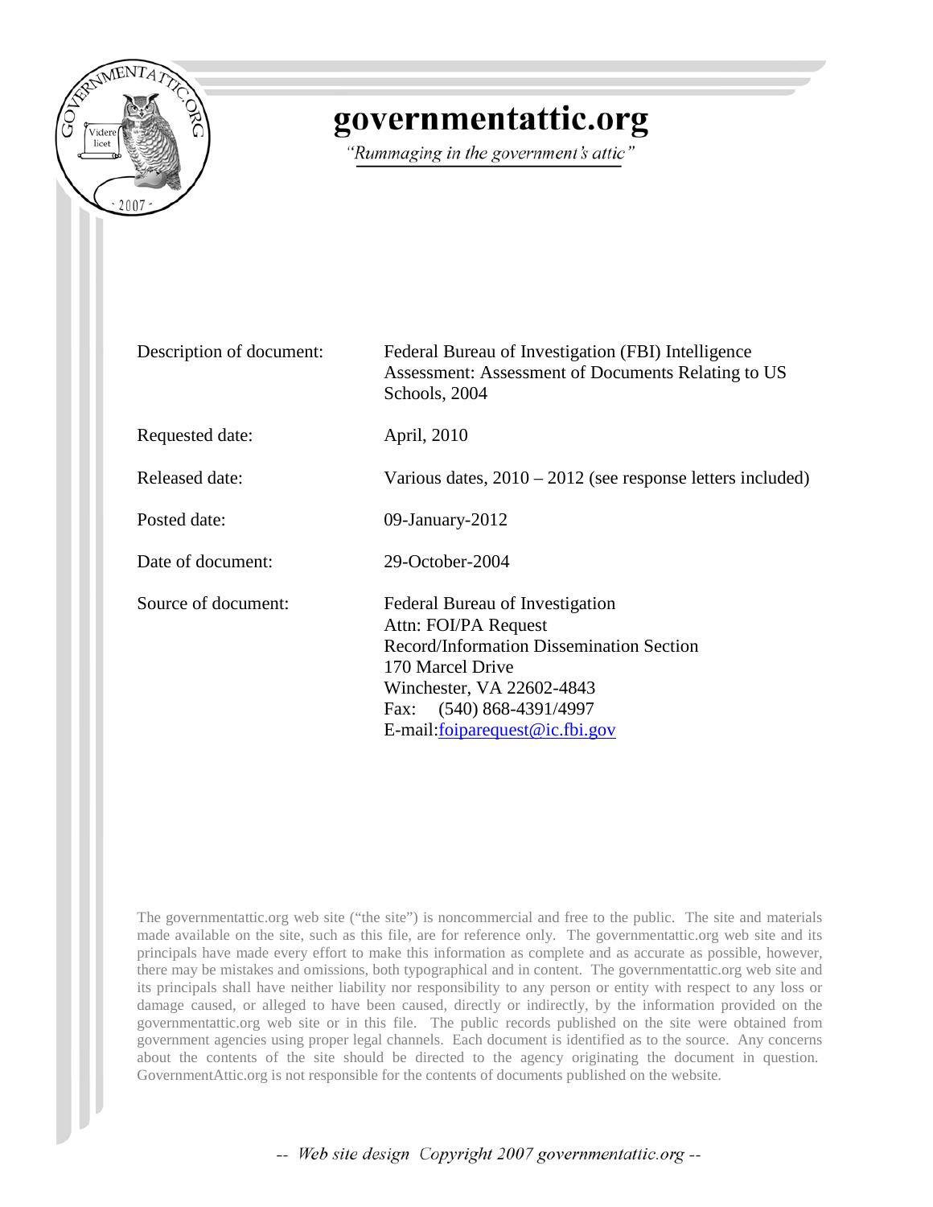# governmentattic.org

*"Rummaging in the government's attic"*

| | |
|---|---|
| Description of document: | Federal Bureau of Investigation (FBI) Intelligence Assessment: Assessment of Documents Relating to US Schools, 2004 |
| Requested date: | April, 2010 |
| Released date: | Various dates, 2010 – 2012 (see response letters included) |
| Posted date: | 09-January-2012 |
| Date of document: | 29-October-2004 |
| Source of document: | Federal Bureau of Investigation<br>Attn: FOI/PA Request<br>Record/Information Dissemination Section<br>170 Marcel Drive<br>Winchester, VA 22602-4843<br>Fax: (540) 868-4391/4997<br>E-mail:foiparequest@ic.fbi.gov |

The governmentattic.org web site ("the site") is noncommercial and free to the public. The site and materials made available on the site, such as this file, are for reference only. The governmentattic.org web site and its principals have made every effort to make this information as complete and as accurate as possible, however, there may be mistakes and omissions, both typographical and in content. The governmentattic.org web site and its principals shall have neither liability nor responsibility to any person or entity with respect to any loss or damage caused, or alleged to have been caused, directly or indirectly, by the information provided on the governmentattic.org web site or in this file. The public records published on the site were obtained from government agencies using proper legal channels. Each document is identified as to the source. Any concerns about the contents of the site should be directed to the agency originating the document in question. GovernmentAttic.org is not responsible for the contents of documents published on the website.

*-- Web site design Copyright 2007 governmentattic.org --*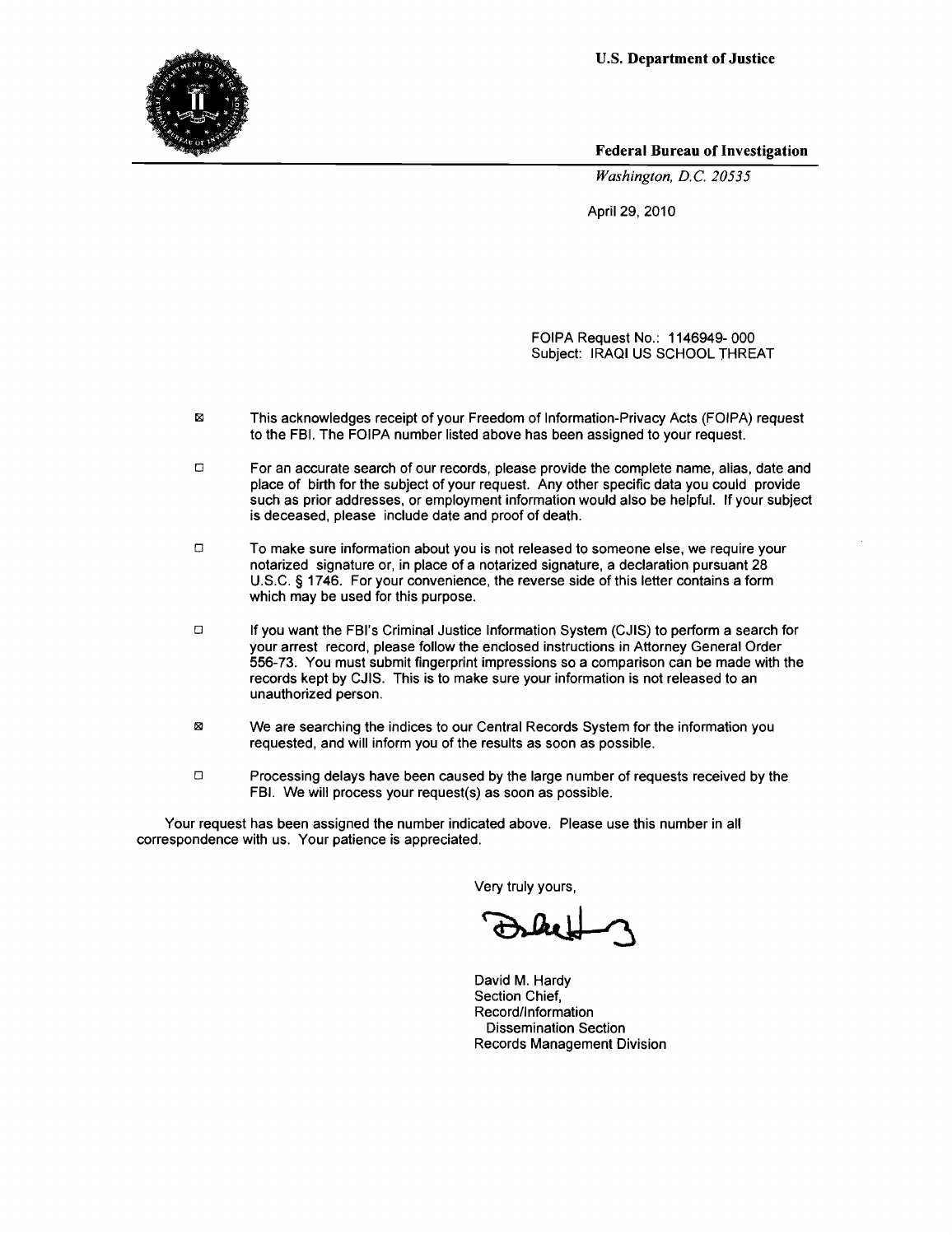**U.S. Department of Justice**

**Federal Bureau of Investigation**

*Washington, D.C. 20535*

April 29, 2010

FOIPA Request No.: 1146949- 000
Subject: IRAQI US SCHOOL THREAT

☒ This acknowledges receipt of your Freedom of Information-Privacy Acts (FOIPA) request to the FBI. The FOIPA number listed above has been assigned to your request.

☐ For an accurate search of our records, please provide the complete name, alias, date and place of birth for the subject of your request. Any other specific data you could provide such as prior addresses, or employment information would also be helpful. If your subject is deceased, please include date and proof of death.

☐ To make sure information about you is not released to someone else, we require your notarized signature or, in place of a notarized signature, a declaration pursuant 28 U.S.C. § 1746. For your convenience, the reverse side of this letter contains a form which may be used for this purpose.

☐ If you want the FBI's Criminal Justice Information System (CJIS) to perform a search for your arrest record, please follow the enclosed instructions in Attorney General Order 556-73. You must submit fingerprint impressions so a comparison can be made with the records kept by CJIS. This is to make sure your information is not released to an unauthorized person.

☒ We are searching the indices to our Central Records System for the information you requested, and will inform you of the results as soon as possible.

☐ Processing delays have been caused by the large number of requests received by the FBI. We will process your request(s) as soon as possible.

Your request has been assigned the number indicated above. Please use this number in all correspondence with us. Your patience is appreciated.

Very truly yours,

David M. Hardy
Section Chief,
Record/Information
Dissemination Section
Records Management Division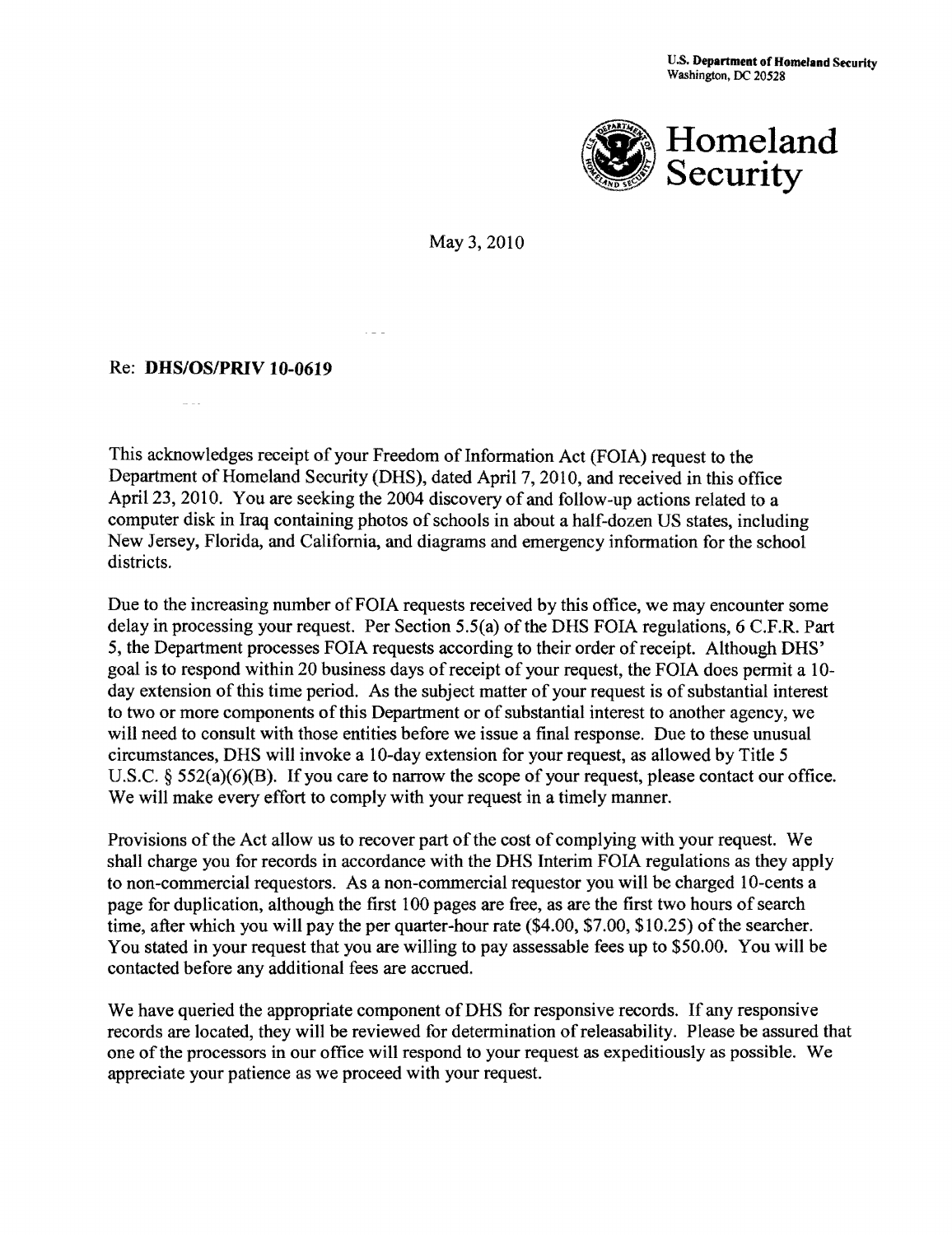U.S. Department of Homeland Security
Washington, DC 20528

**Homeland Security**

May 3, 2010

Re: **DHS/OS/PRIV 10-0619**

This acknowledges receipt of your Freedom of Information Act (FOIA) request to the Department of Homeland Security (DHS), dated April 7, 2010, and received in this office April 23, 2010. You are seeking the 2004 discovery of and follow-up actions related to a computer disk in Iraq containing photos of schools in about a half-dozen US states, including New Jersey, Florida, and California, and diagrams and emergency information for the school districts.

Due to the increasing number of FOIA requests received by this office, we may encounter some delay in processing your request. Per Section 5.5(a) of the DHS FOIA regulations, 6 C.F.R. Part 5, the Department processes FOIA requests according to their order of receipt. Although DHS' goal is to respond within 20 business days of receipt of your request, the FOIA does permit a 10-day extension of this time period. As the subject matter of your request is of substantial interest to two or more components of this Department or of substantial interest to another agency, we will need to consult with those entities before we issue a final response. Due to these unusual circumstances, DHS will invoke a 10-day extension for your request, as allowed by Title 5 U.S.C. § 552(a)(6)(B). If you care to narrow the scope of your request, please contact our office. We will make every effort to comply with your request in a timely manner.

Provisions of the Act allow us to recover part of the cost of complying with your request. We shall charge you for records in accordance with the DHS Interim FOIA regulations as they apply to non-commercial requestors. As a non-commercial requestor you will be charged 10-cents a page for duplication, although the first 100 pages are free, as are the first two hours of search time, after which you will pay the per quarter-hour rate ($4.00, $7.00, $10.25) of the searcher. You stated in your request that you are willing to pay assessable fees up to $50.00. You will be contacted before any additional fees are accrued.

We have queried the appropriate component of DHS for responsive records. If any responsive records are located, they will be reviewed for determination of releasability. Please be assured that one of the processors in our office will respond to your request as expeditiously as possible. We appreciate your patience as we proceed with your request.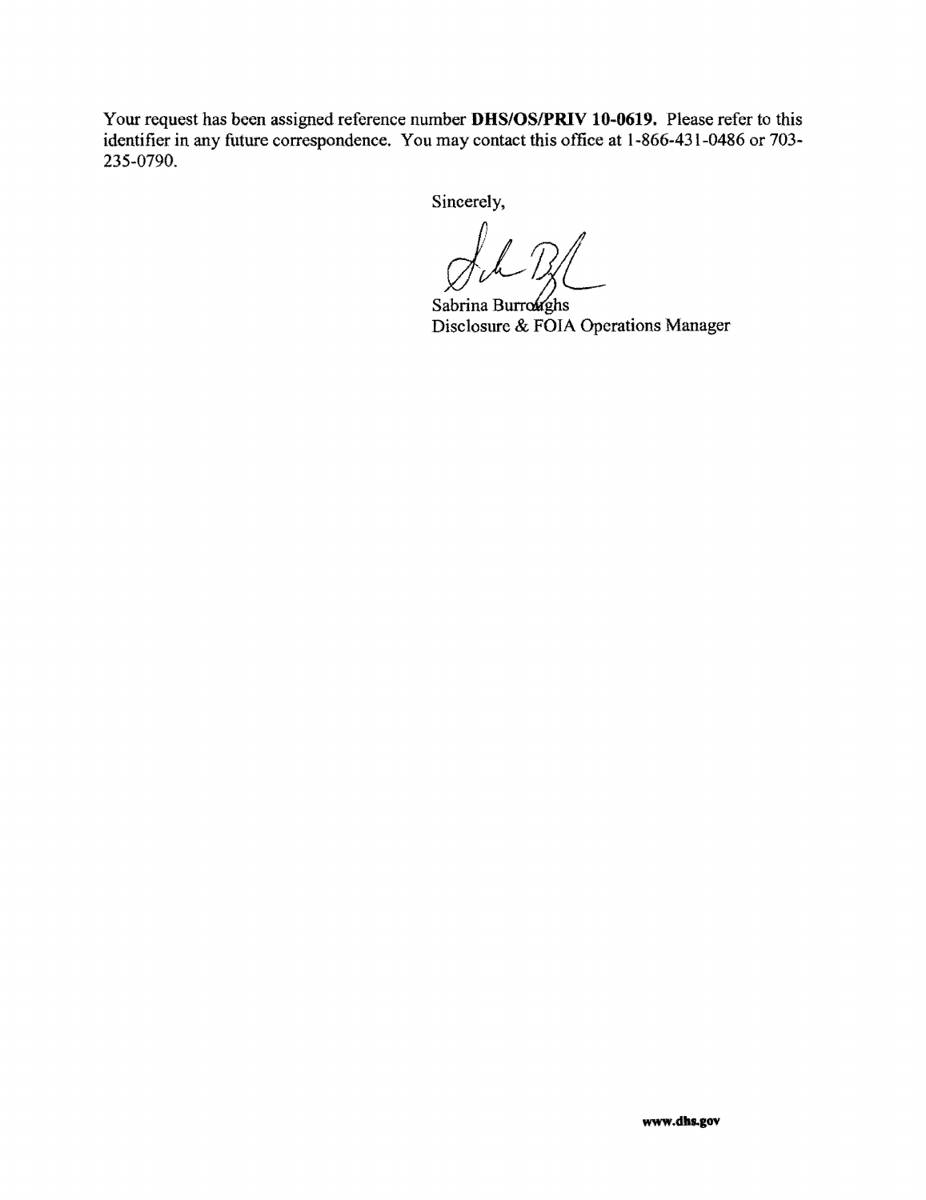Your request has been assigned reference number **DHS/OS/PRIV 10-0619.** Please refer to this identifier in any future correspondence. You may contact this office at 1-866-431-0486 or 703-235-0790.

Sincerely,

Sabrina Burroughs
Disclosure & FOIA Operations Manager

www.dhs.gov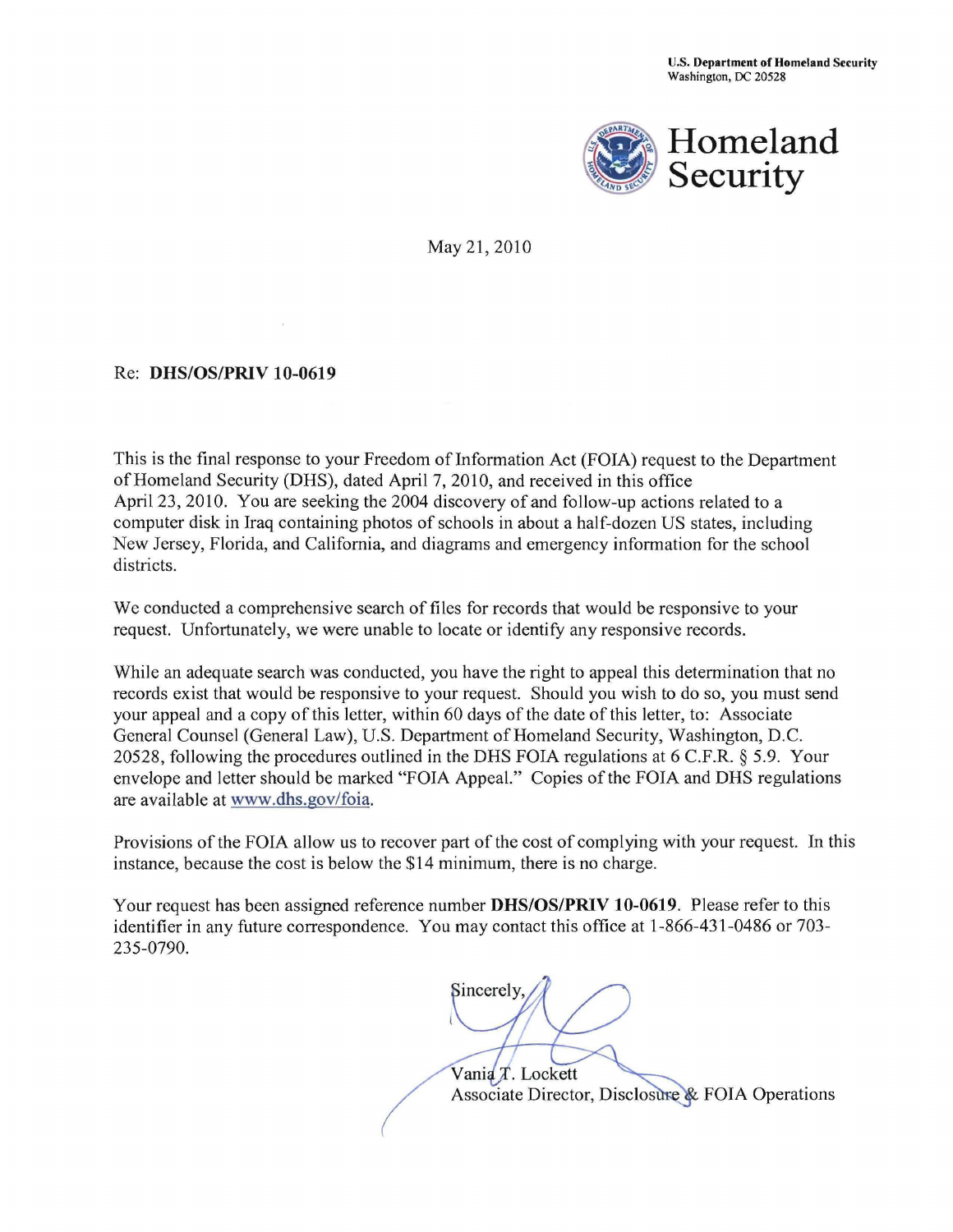U.S. Department of Homeland Security
Washington, DC 20528

Homeland Security

May 21, 2010

Re: **DHS/OS/PRIV 10-0619**

This is the final response to your Freedom of Information Act (FOIA) request to the Department of Homeland Security (DHS), dated April 7, 2010, and received in this office April 23, 2010. You are seeking the 2004 discovery of and follow-up actions related to a computer disk in Iraq containing photos of schools in about a half-dozen US states, including New Jersey, Florida, and California, and diagrams and emergency information for the school districts.

We conducted a comprehensive search of files for records that would be responsive to your request. Unfortunately, we were unable to locate or identify any responsive records.

While an adequate search was conducted, you have the right to appeal this determination that no records exist that would be responsive to your request. Should you wish to do so, you must send your appeal and a copy of this letter, within 60 days of the date of this letter, to: Associate General Counsel (General Law), U.S. Department of Homeland Security, Washington, D.C. 20528, following the procedures outlined in the DHS FOIA regulations at 6 C.F.R. § 5.9. Your envelope and letter should be marked "FOIA Appeal." Copies of the FOIA and DHS regulations are available at www.dhs.gov/foia.

Provisions of the FOIA allow us to recover part of the cost of complying with your request. In this instance, because the cost is below the $14 minimum, there is no charge.

Your request has been assigned reference number **DHS/OS/PRIV 10-0619**. Please refer to this identifier in any future correspondence. You may contact this office at 1-866-431-0486 or 703-235-0790.

Sincerely,

Vania T. Lockett
Associate Director, Disclosure & FOIA Operations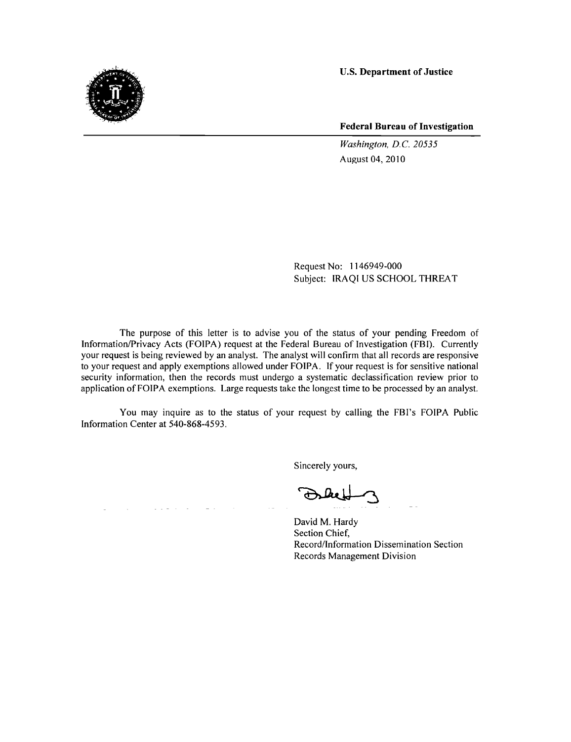**U.S. Department of Justice**

**Federal Bureau of Investigation**

*Washington, D.C. 20535*
August 04, 2010

Request No: 1146949-000
Subject: IRAQI US SCHOOL THREAT

The purpose of this letter is to advise you of the status of your pending Freedom of Information/Privacy Acts (FOIPA) request at the Federal Bureau of Investigation (FBI). Currently your request is being reviewed by an analyst. The analyst will confirm that all records are responsive to your request and apply exemptions allowed under FOIPA. If your request is for sensitive national security information, then the records must undergo a systematic declassification review prior to application of FOIPA exemptions. Large requests take the longest time to be processed by an analyst.

You may inquire as to the status of your request by calling the FBI's FOIPA Public Information Center at 540-868-4593.

Sincerely yours,

David M. Hardy
Section Chief,
Record/Information Dissemination Section
Records Management Division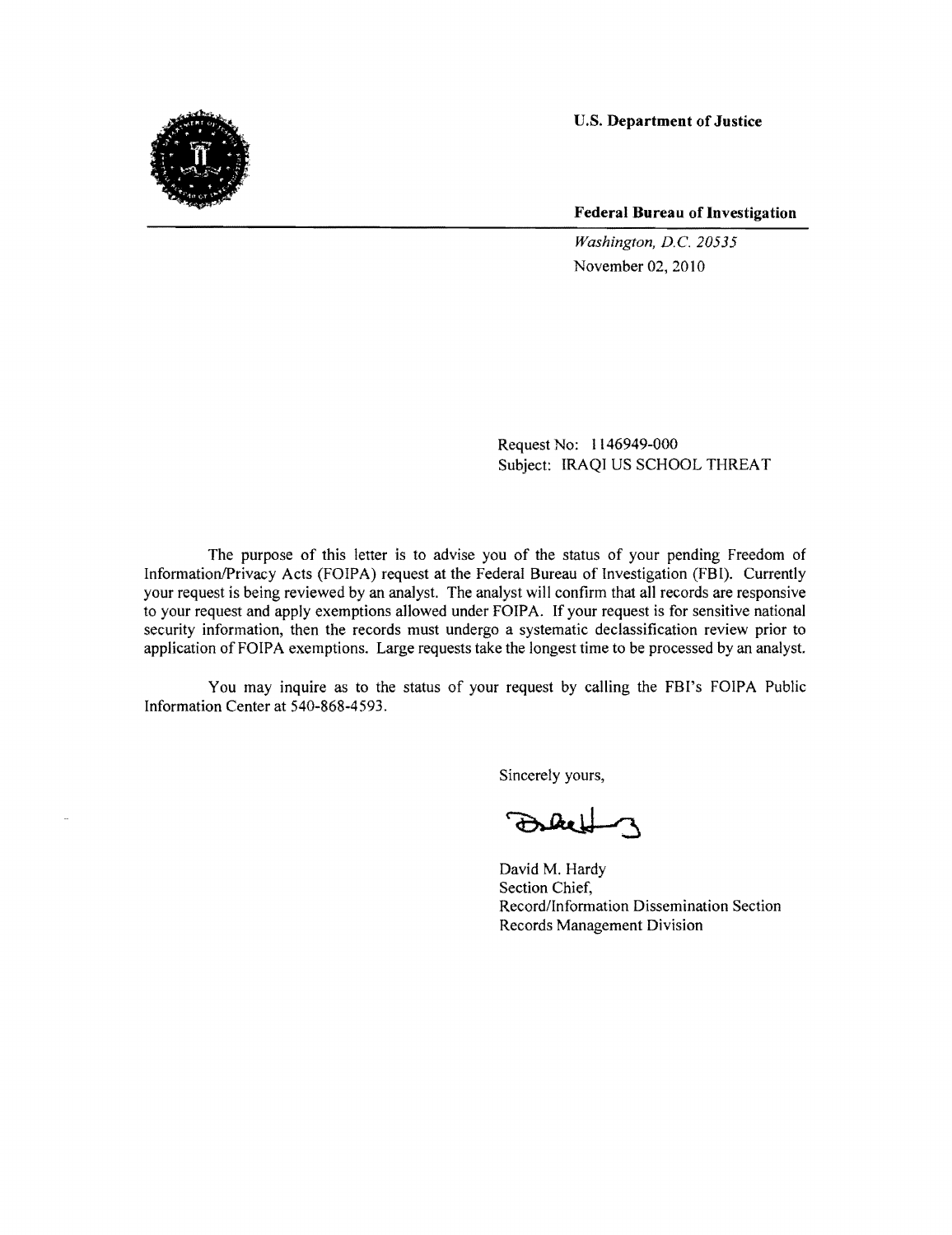**U.S. Department of Justice**

**Federal Bureau of Investigation**

*Washington, D.C. 20535*

November 02, 2010

Request No: 1146949-000

Subject: IRAQI US SCHOOL THREAT

The purpose of this letter is to advise you of the status of your pending Freedom of Information/Privacy Acts (FOIPA) request at the Federal Bureau of Investigation (FBI). Currently your request is being reviewed by an analyst. The analyst will confirm that all records are responsive to your request and apply exemptions allowed under FOIPA. If your request is for sensitive national security information, then the records must undergo a systematic declassification review prior to application of FOIPA exemptions. Large requests take the longest time to be processed by an analyst.

You may inquire as to the status of your request by calling the FBI's FOIPA Public Information Center at 540-868-4593.

Sincerely yours,

David M. Hardy
Section Chief,
Record/Information Dissemination Section
Records Management Division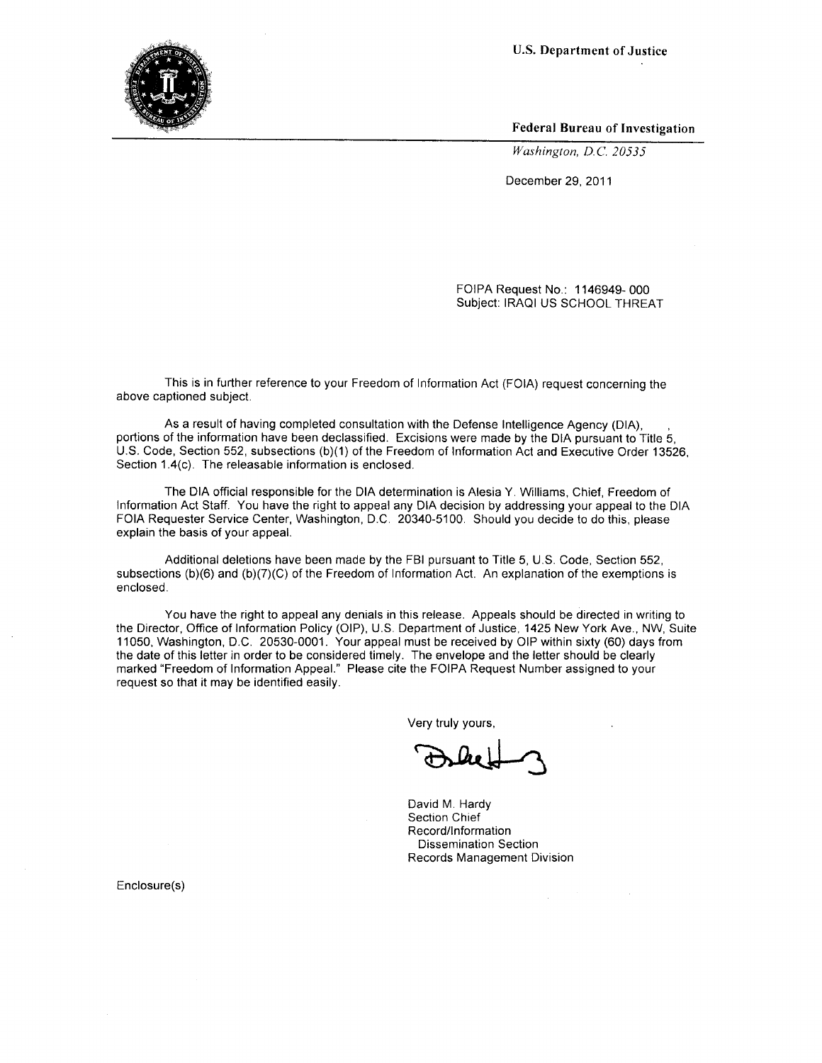U.S. Department of Justice

Federal Bureau of Investigation

*Washington, D.C. 20535*

December 29, 2011

FOIPA Request No.: 1146949- 000
Subject: IRAQI US SCHOOL THREAT

This is in further reference to your Freedom of Information Act (FOIA) request concerning the above captioned subject.

As a result of having completed consultation with the Defense Intelligence Agency (DIA), , portions of the information have been declassified. Excisions were made by the DIA pursuant to Title 5, U.S. Code, Section 552, subsections (b)(1) of the Freedom of Information Act and Executive Order 13526, Section 1.4(c). The releasable information is enclosed.

The DIA official responsible for the DIA determination is Alesia Y. Williams, Chief, Freedom of Information Act Staff. You have the right to appeal any DIA decision by addressing your appeal to the DIA FOIA Requester Service Center, Washington, D.C. 20340-5100. Should you decide to do this, please explain the basis of your appeal.

Additional deletions have been made by the FBI pursuant to Title 5, U.S. Code, Section 552, subsections (b)(6) and (b)(7)(C) of the Freedom of Information Act. An explanation of the exemptions is enclosed.

You have the right to appeal any denials in this release. Appeals should be directed in writing to the Director, Office of Information Policy (OIP), U.S. Department of Justice, 1425 New York Ave., NW, Suite 11050, Washington, D.C. 20530-0001. Your appeal must be received by OIP within sixty (60) days from the date of this letter in order to be considered timely. The envelope and the letter should be clearly marked "Freedom of Information Appeal." Please cite the FOIPA Request Number assigned to your request so that it may be identified easily.

Very truly yours,

David M. Hardy
Section Chief
Record/Information
Dissemination Section
Records Management Division

Enclosure(s)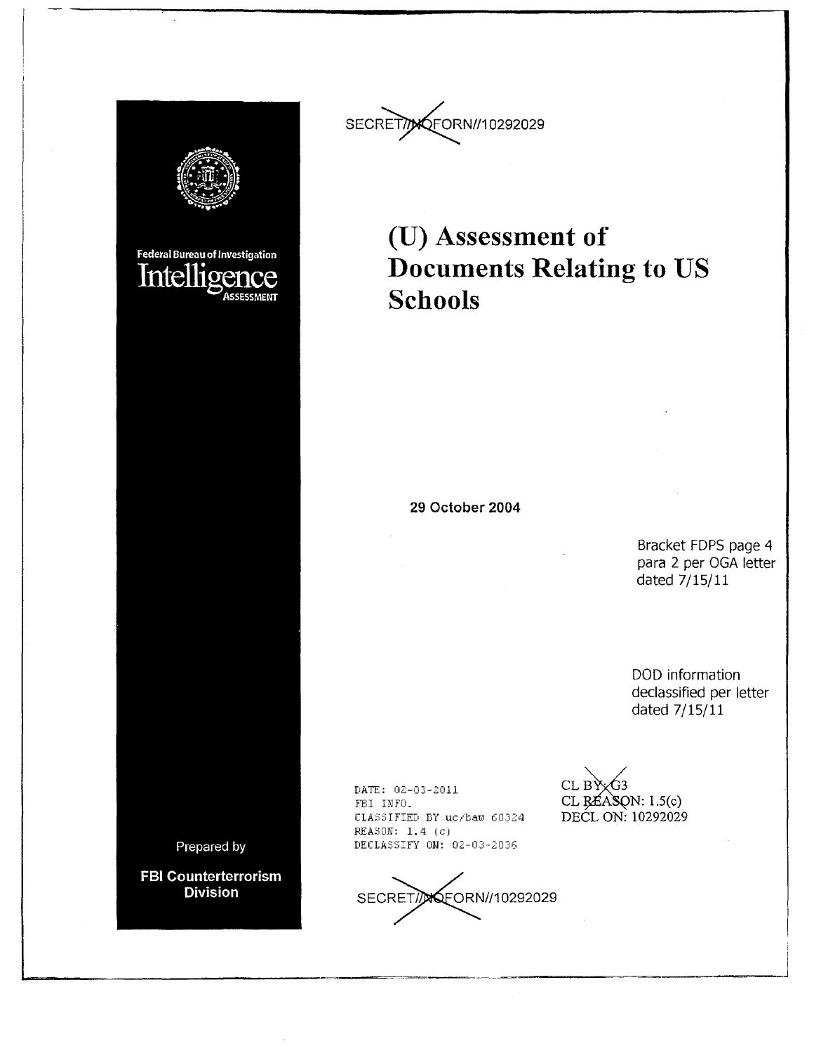SECRET//NOFORN//10292029

Federal Bureau of Investigation
Intelligence
ASSESSMENT

# (U) Assessment of Documents Relating to US Schools

**29 October 2004**

Bracket FDPS page 4 para 2 per OGA letter dated 7/15/11

DOD information declassified per letter dated 7/15/11

```
DATE: 02-03-2011
FBI INFO.
CLASSIFIED BY uc/baw 60324
REASON: 1.4 (c)
DECLASSIFY ON: 02-03-2036
```

CL BY: G3
CL REASON: 1.5(c)
DECL ON: 10292029

Prepared by

**FBI Counterterrorism Division**

SECRET//NOFORN//10292029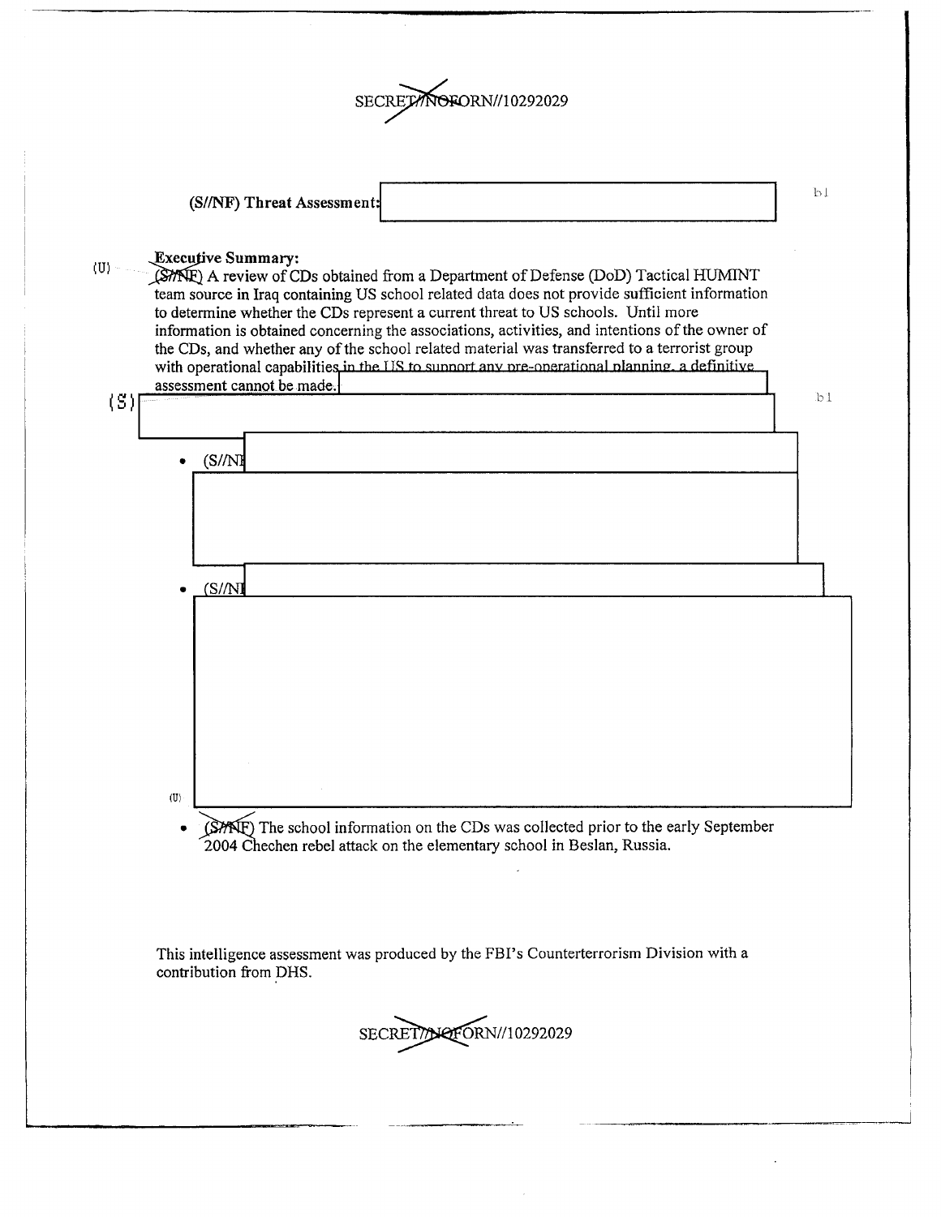SECRET//NOFORN//10292029

**(S//NF) Threat Assessment:** b1

**Executive Summary:**

(U) (S//NF) A review of CDs obtained from a Department of Defense (DoD) Tactical HUMINT team source in Iraq containing US school related data does not provide sufficient information to determine whether the CDs represent a current threat to US schools. Until more information is obtained concerning the associations, activities, and intentions of the owner of the CDs, and whether any of the school related material was transferred to a terrorist group with operational capabilities in the US to support any pre-operational planning, a definitive assessment cannot be made.

(S) b1

- (S//NF

- (S//NF

(U)

- (S//NF) The school information on the CDs was collected prior to the early September 2004 Chechen rebel attack on the elementary school in Beslan, Russia.

This intelligence assessment was produced by the FBI's Counterterrorism Division with a contribution from DHS.

SECRET//NOFORN//10292029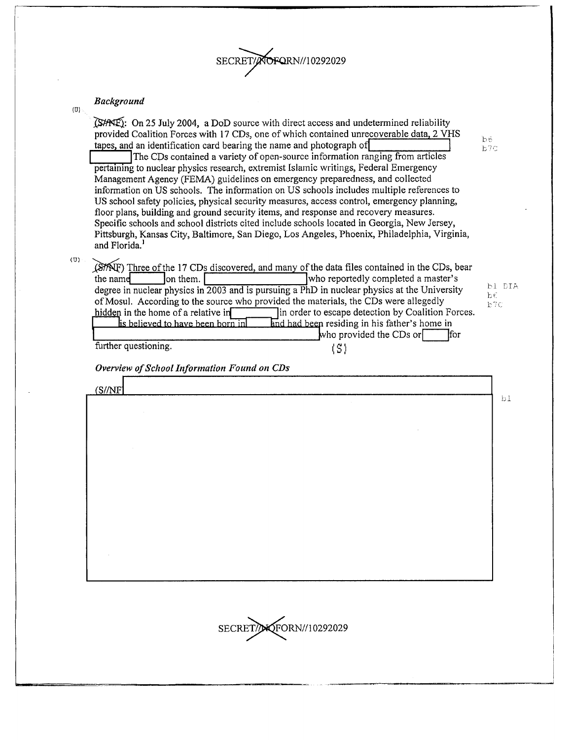SECRET//NOFORN//10292029

*Background*

(U)

(S//NF): On 25 July 2004, a DoD source with direct access and undetermined reliability provided Coalition Forces with 17 CDs, one of which contained unrecoverable data, 2 VHS tapes, and an identification card bearing the name and photograph of [redacted] The CDs contained a variety of open-source information ranging from articles pertaining to nuclear physics research, extremist Islamic writings, Federal Emergency Management Agency (FEMA) guidelines on emergency preparedness, and collected information on US schools. The information on US schools includes multiple references to US school safety policies, physical security measures, access control, emergency planning, floor plans, building and ground security items, and response and recovery measures. Specific schools and school districts cited include schools located in Georgia, New Jersey, Pittsburgh, Kansas City, Baltimore, San Diego, Los Angeles, Phoenix, Philadelphia, Virginia, and Florida.[1]

b6
b7C

(U)

(S//NF) Three of the 17 CDs discovered, and many of the data files contained in the CDs, bear the name [redacted] on them. [redacted] who reportedly completed a master's degree in nuclear physics in 2003 and is pursuing a PhD in nuclear physics at the University of Mosul. According to the source who provided the materials, the CDs were allegedly hidden in the home of a relative in [redacted] in order to escape detection by Coalition Forces. [redacted] is believed to have been born in [redacted] and had been residing in his father's home in [redacted] who provided the CDs or [redacted] for further questioning. (S)

b1 DIA
b6
b7C

*Overview of School Information Found on CDs*

(S//NF [redacted]

b1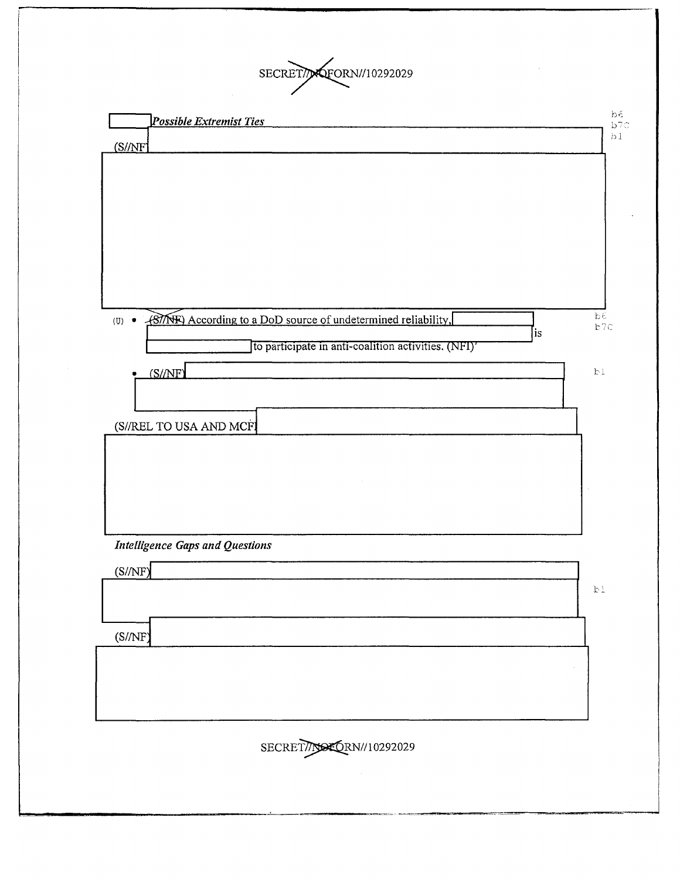*Possible Extremist Ties*

(S//NF)

(U) • ~~(S//NF)~~ According to a DoD source of undetermined reliability, is to participate in anti-coalition activities. (NFI)

- (S//NF)

(S//REL TO USA AND MCFI

*Intelligence Gaps and Questions*

(S//NF)

(S//NF)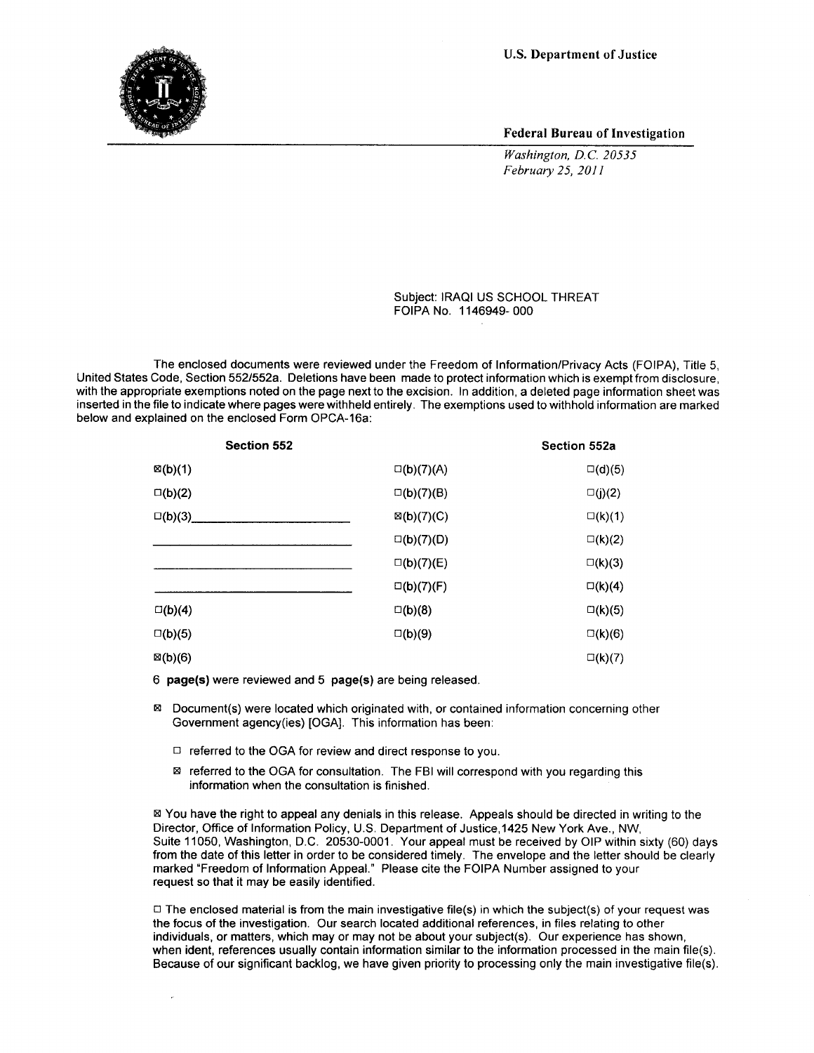U.S. Department of Justice

Federal Bureau of Investigation

*Washington, D.C. 20535*
*February 25, 2011*

Subject: IRAQI US SCHOOL THREAT
FOIPA No. 1146949- 000

The enclosed documents were reviewed under the Freedom of Information/Privacy Acts (FOIPA), Title 5, United States Code, Section 552/552a. Deletions have been made to protect information which is exempt from disclosure, with the appropriate exemptions noted on the page next to the excision. In addition, a deleted page information sheet was inserted in the file to indicate where pages were withheld entirely. The exemptions used to withhold information are marked below and explained on the enclosed Form OPCA-16a:

| Section 552 | | Section 552a |
|---|---|---|
| ☒(b)(1) | ☐(b)(7)(A) | ☐(d)(5) |
| ☐(b)(2) | ☐(b)(7)(B) | ☐(j)(2) |
| ☐(b)(3)\_\_\_\_\_\_\_\_\_\_\_\_ | ☒(b)(7)(C) | ☐(k)(1) |
| \_\_\_\_\_\_\_\_\_\_\_\_ | ☐(b)(7)(D) | ☐(k)(2) |
| \_\_\_\_\_\_\_\_\_\_\_\_ | ☐(b)(7)(E) | ☐(k)(3) |
| \_\_\_\_\_\_\_\_\_\_\_\_ | ☐(b)(7)(F) | ☐(k)(4) |
| ☐(b)(4) | ☐(b)(8) | ☐(k)(5) |
| ☐(b)(5) | ☐(b)(9) | ☐(k)(6) |
| ☒(b)(6) | | ☐(k)(7) |

6 **page(s)** were reviewed and 5 **page(s)** are being released.

☒ Document(s) were located which originated with, or contained information concerning other Government agency(ies) [OGA]. This information has been:

- ☐ referred to the OGA for review and direct response to you.
- ☒ referred to the OGA for consultation. The FBI will correspond with you regarding this information when the consultation is finished.

☒ You have the right to appeal any denials in this release. Appeals should be directed in writing to the Director, Office of Information Policy, U.S. Department of Justice,1425 New York Ave., NW, Suite 11050, Washington, D.C. 20530-0001. Your appeal must be received by OIP within sixty (60) days from the date of this letter in order to be considered timely. The envelope and the letter should be clearly marked "Freedom of Information Appeal." Please cite the FOIPA Number assigned to your request so that it may be easily identified.

☐ The enclosed material is from the main investigative file(s) in which the subject(s) of your request was the focus of the investigation. Our search located additional references, in files relating to other individuals, or matters, which may or may not be about your subject(s). Our experience has shown, when ident, references usually contain information similar to the information processed in the main file(s). Because of our significant backlog, we have given priority to processing only the main investigative file(s).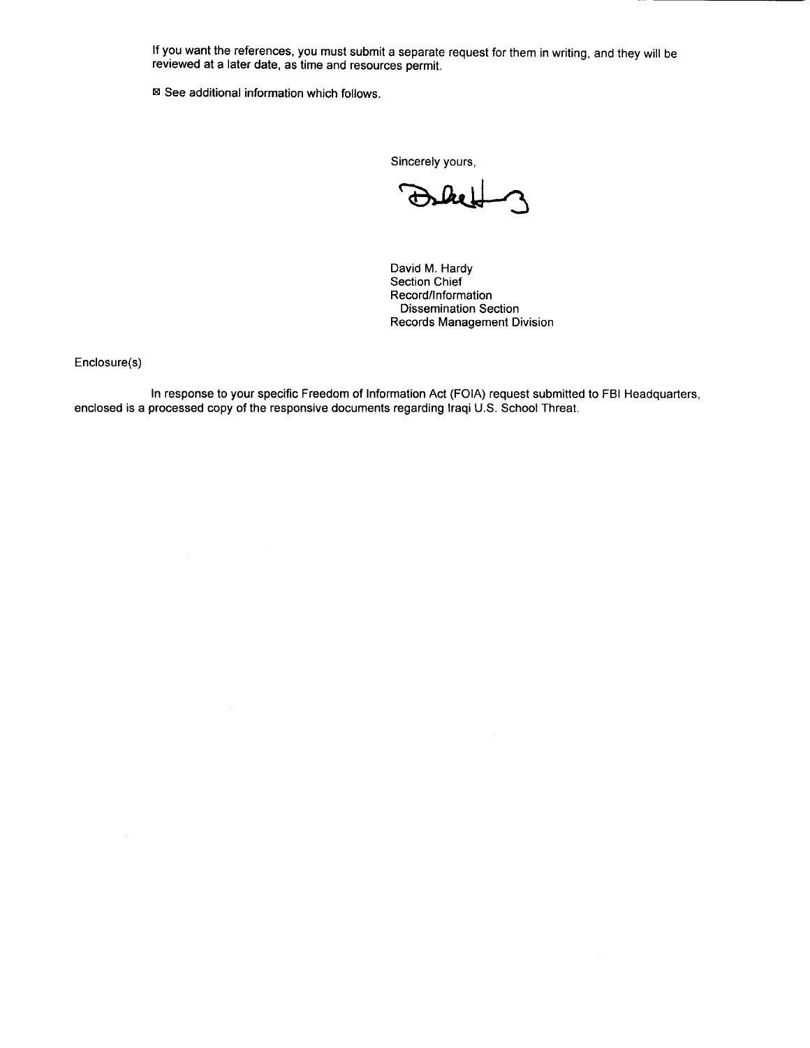If you want the references, you must submit a separate request for them in writing, and they will be reviewed at a later date, as time and resources permit.

☒ See additional information which follows.

Sincerely yours,

David M. Hardy
Section Chief
Record/Information
Dissemination Section
Records Management Division

Enclosure(s)

In response to your specific Freedom of Information Act (FOIA) request submitted to FBI Headquarters, enclosed is a processed copy of the responsive documents regarding Iraqi U.S. School Threat.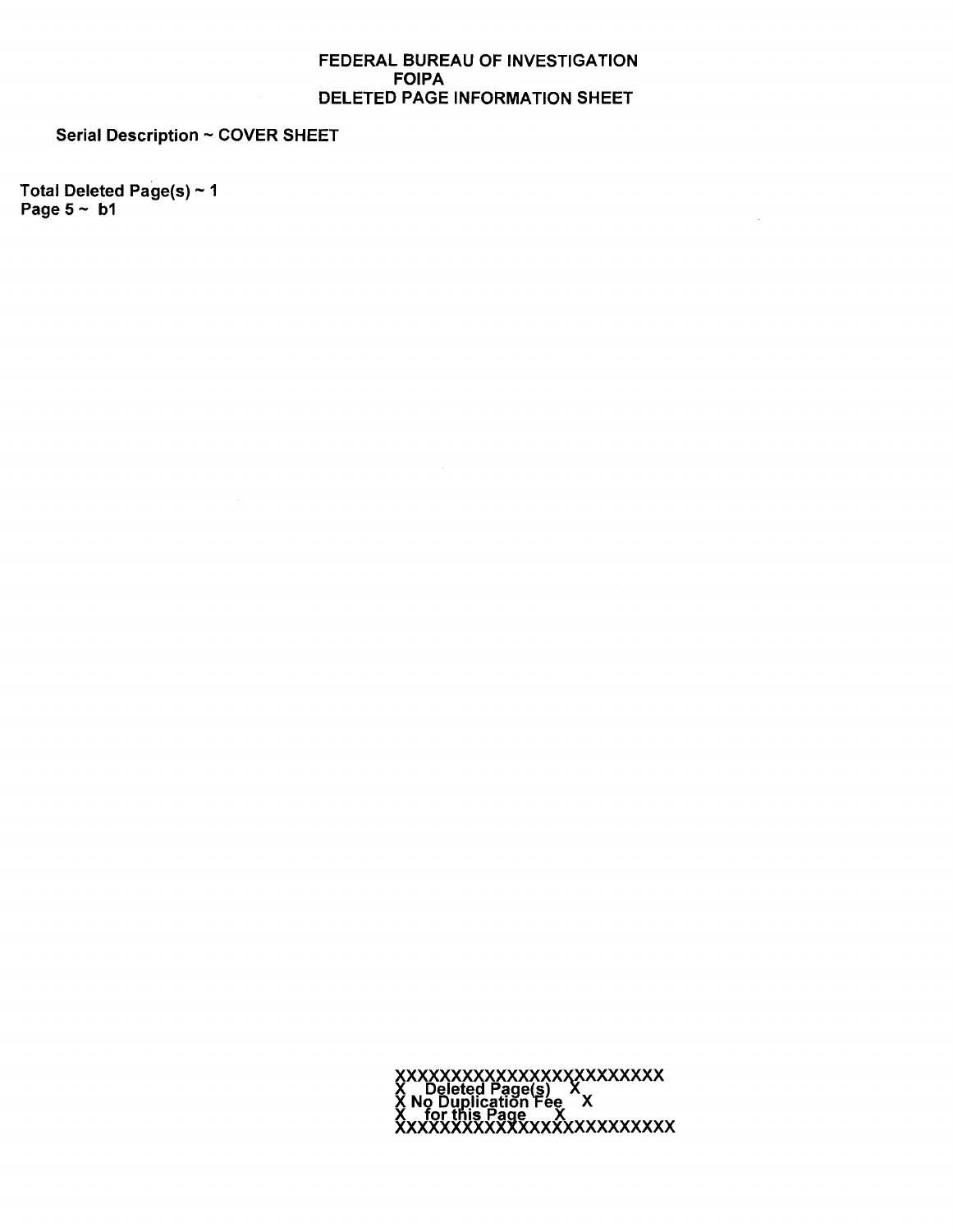# FEDERAL BUREAU OF INVESTIGATION
## FOIPA
## DELETED PAGE INFORMATION SHEET

**Serial Description ~ COVER SHEET**

**Total Deleted Page(s) ~ 1**
**Page 5 ~ b1**

```
XXXXXXXXXXXXXXXXXXXXXXXX
X   Deleted Page(s)    X
X No Duplication Fee   X
X   for this Page      X
XXXXXXXXXXXXXXXXXXXXXXXX
```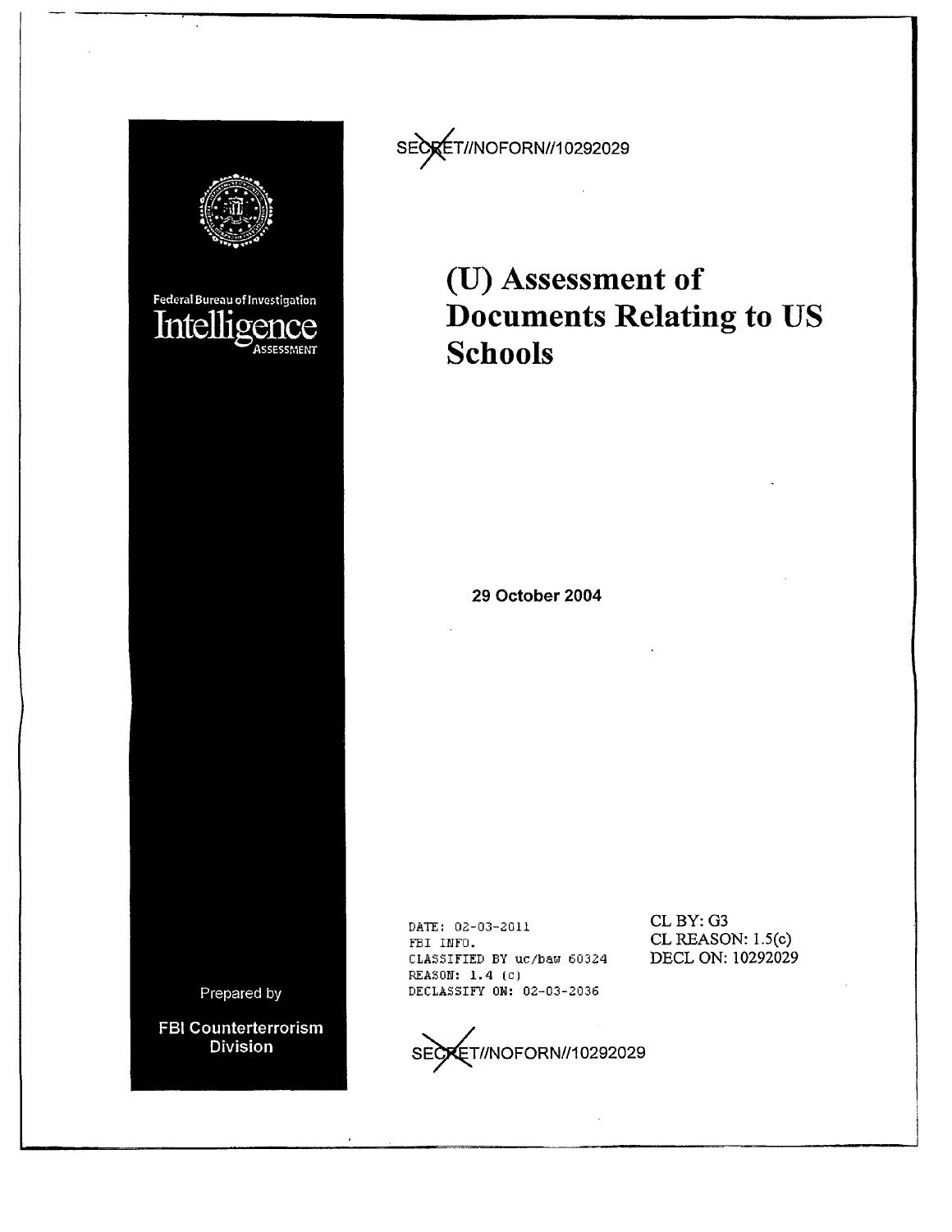SECRET//NOFORN//10292029

Federal Bureau of Investigation

Intelligence

ASSESSMENT

# (U) Assessment of Documents Relating to US Schools

29 October 2004

Prepared by

FBI Counterterrorism Division

DATE: 02-03-2011
FBI INFO.
CLASSIFIED BY uc/baw 60324
REASON: 1.4 (c)
DECLASSIFY ON: 02-03-2036

CL BY: G3
CL REASON: 1.5(c)
DECL ON: 10292029

SECRET//NOFORN//10292029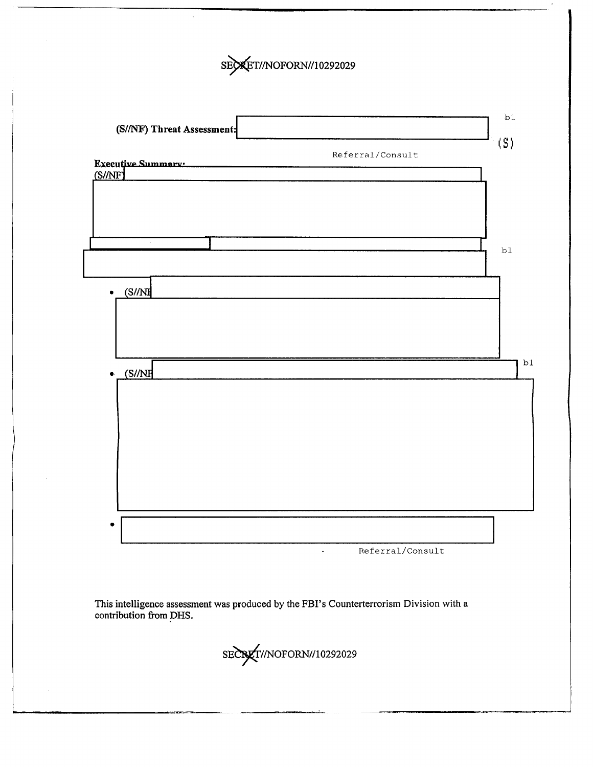SECRET//NOFORN//10292029

**(S//NF) Threat Assessment:** 

b1 (S)

Referral/Consult

**Executive Summary:**

(S//NF) 

b1

- (S//NF 

- (S//NF 

b1

- 

Referral/Consult

This intelligence assessment was produced by the FBI's Counterterrorism Division with a contribution from DHS.

SECRET//NOFORN//10292029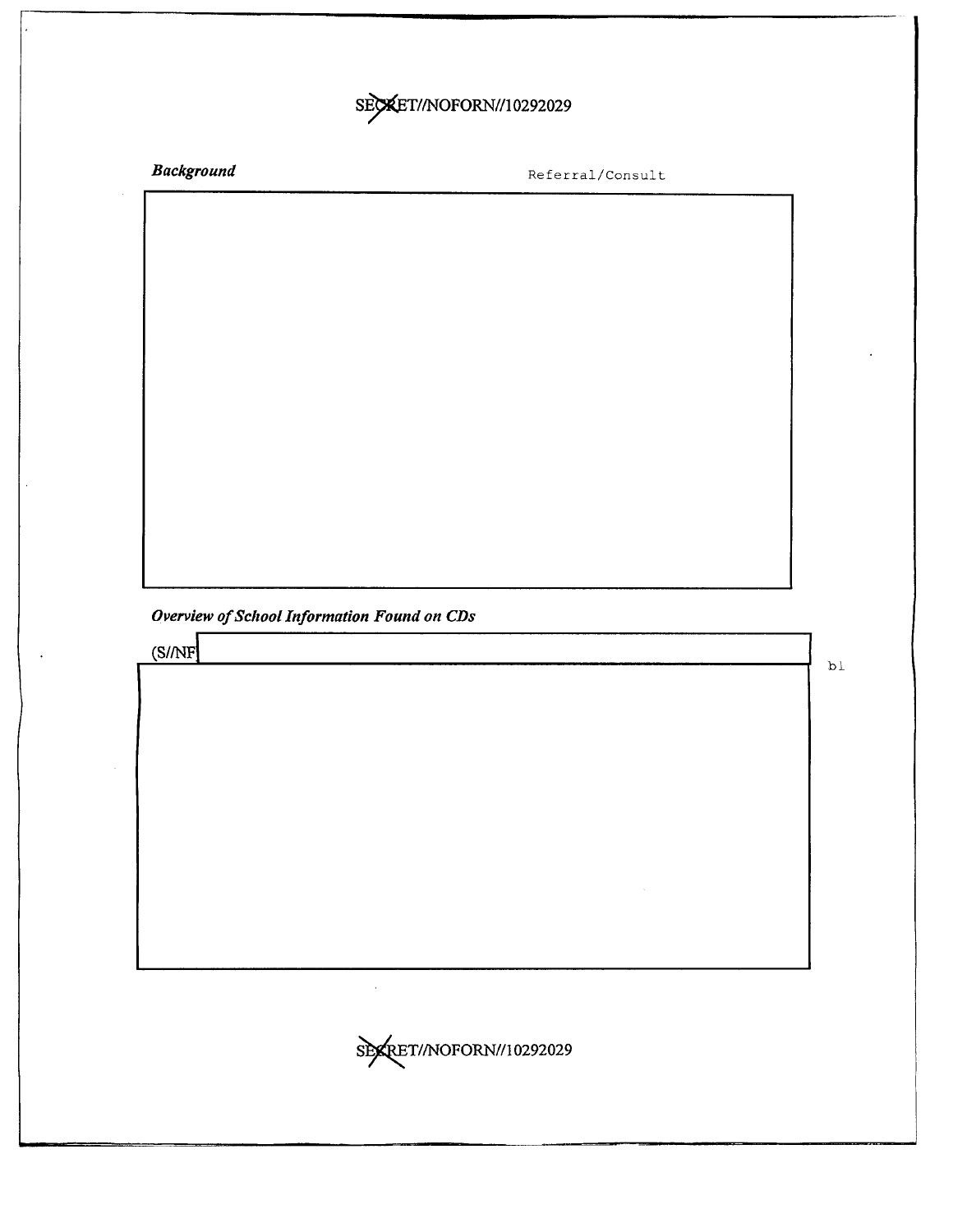SECRET//NOFORN//10292029

***Background***

Referral/Consult

***Overview of School Information Found on CDs***

(S//NF

b1

SECRET//NOFORN//10292029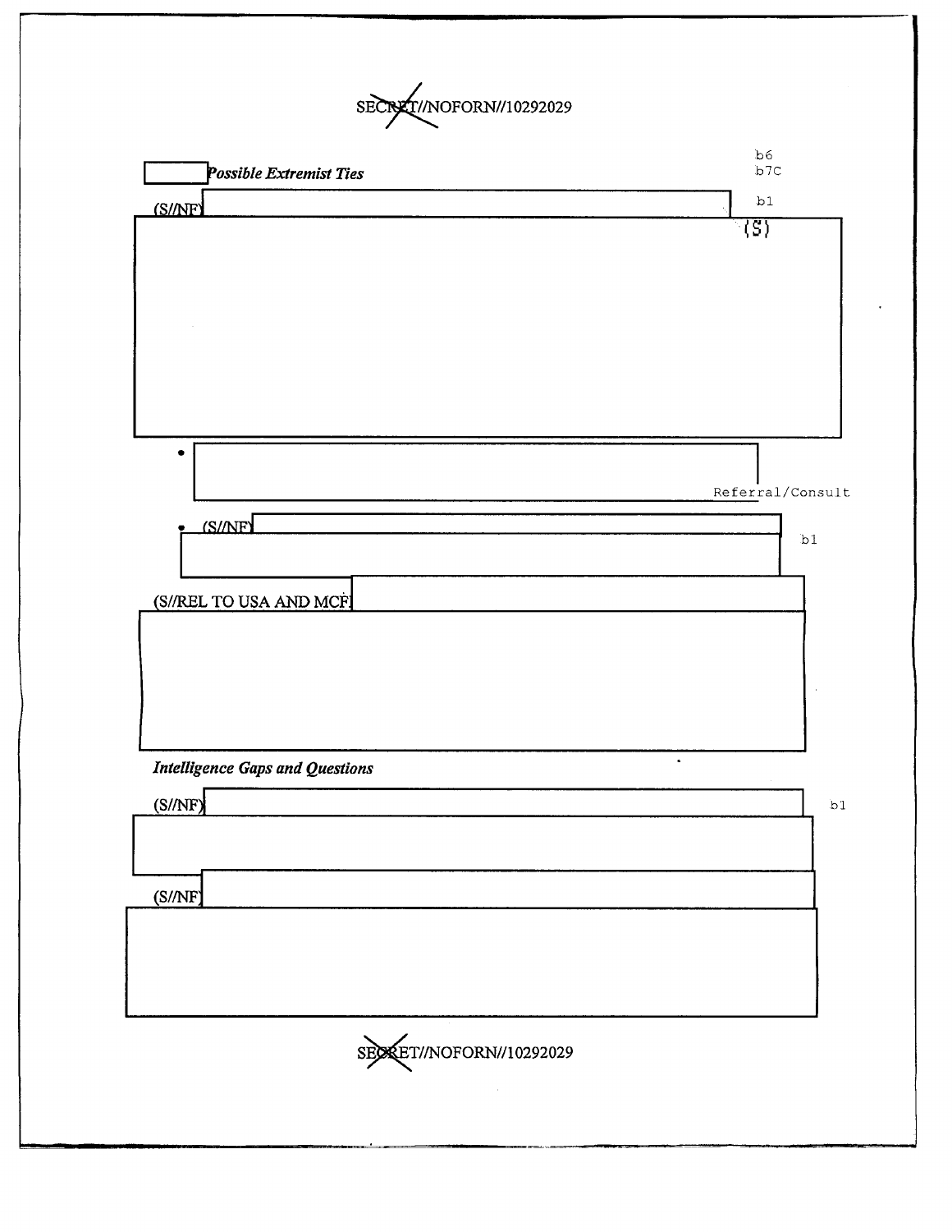SECRET//NOFORN//10292029

b6
b7C

*Possible Extremist Ties*

(S//NF)

b1
(S)

•

Referral/Consult

• (S//NF)

b1

(S//REL TO USA AND MCF)

*Intelligence Gaps and Questions*

(S//NF)

b1

(S//NF)

SECRET//NOFORN//10292029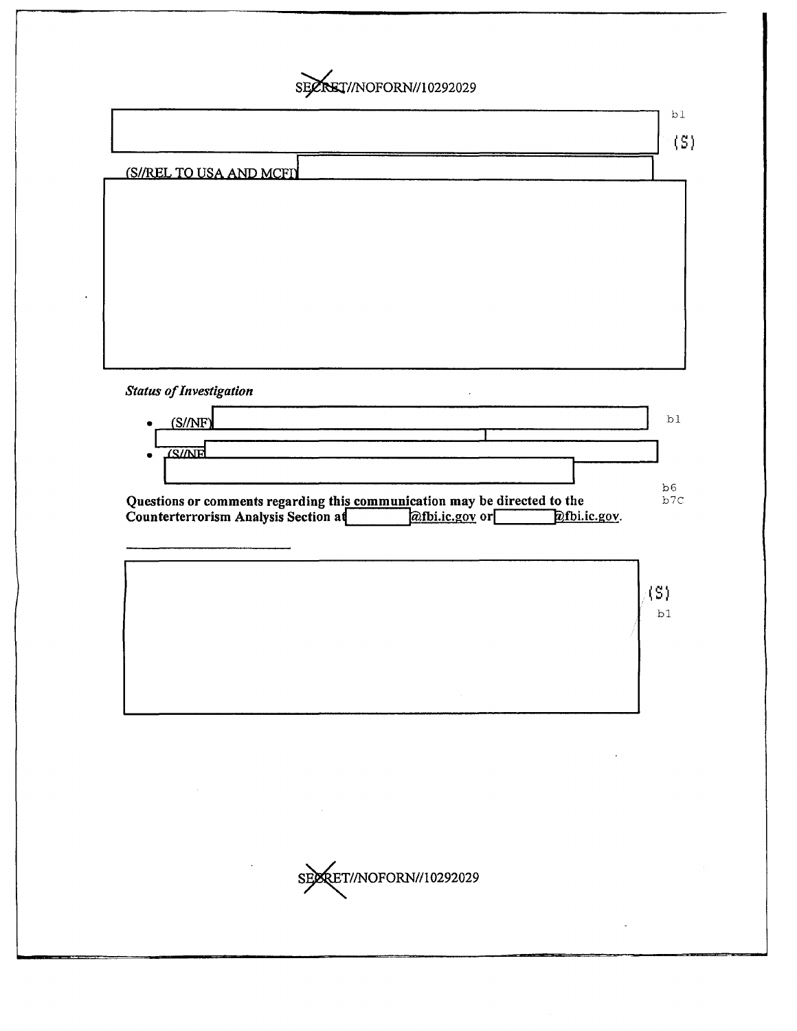(S//REL TO USA AND MCFI)

*Status of Investigation*

- (S//NF)
- (S//NF

**Questions or comments regarding this communication may be directed to the Counterterrorism Analysis Section at @fbi.ic.gov or @fbi.ic.gov.**

b1

(S)

b6
b7C